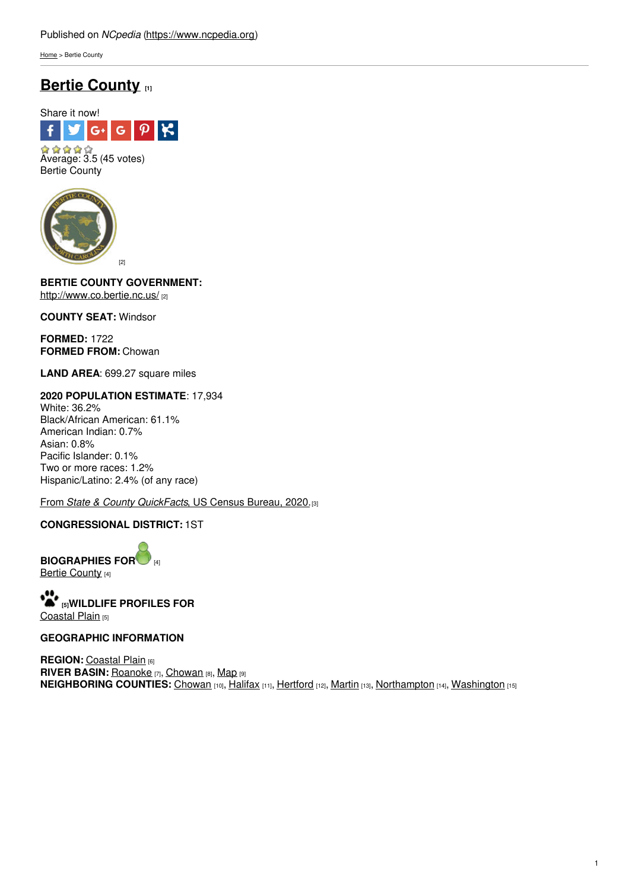Published on *NCpedia* (https://www.ncpedia.org)

Home > Bertie County

# Bertie County [1]

Share it now!

Average: 3.5 (45 votes)
Bertie County

[2]

**BERTIE COUNTY GOVERNMENT:**
http://www.co.bertie.nc.us/ [2]

**COUNTY SEAT:** Windsor

**FORMED:** 1722
**FORMED FROM:** Chowan

**LAND AREA**: 699.27 square miles

**2020 POPULATION ESTIMATE**: 17,934
White: 36.2%
Black/African American: 61.1%
American Indian: 0.7%
Asian: 0.8%
Pacific Islander: 0.1%
Two or more races: 1.2%
Hispanic/Latino: 2.4% (of any race)

From *State & County QuickFacts*, US Census Bureau, 2020. [3]

**CONGRESSIONAL DISTRICT:** 1ST

**BIOGRAPHIES FOR** [4]
Bertie County [4]

[5] **WILDLIFE PROFILES FOR**
Coastal Plain [5]

**GEOGRAPHIC INFORMATION**

**REGION:** Coastal Plain [6]
**RIVER BASIN:** Roanoke [7], Chowan [8], Map [9]
**NEIGHBORING COUNTIES:** Chowan [10], Halifax [11], Hertford [12], Martin [13], Northampton [14], Washington [15]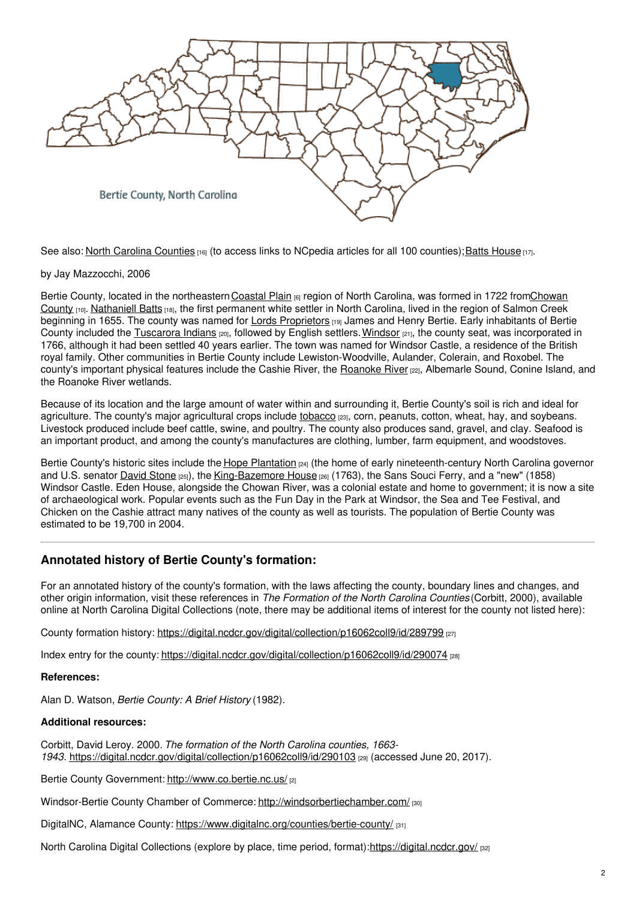Bertie County, North Carolina

See also: North Carolina Counties [16] (to access links to NCpedia articles for all 100 counties); Batts House [17].

by Jay Mazzocchi, 2006

Bertie County, located in the northeastern Coastal Plain [6] region of North Carolina, was formed in 1722 from Chowan County [10]. Nathaniell Batts [18], the first permanent white settler in North Carolina, lived in the region of Salmon Creek beginning in 1655. The county was named for Lords Proprietors [19] James and Henry Bertie. Early inhabitants of Bertie County included the Tuscarora Indians [20], followed by English settlers. Windsor [21], the county seat, was incorporated in 1766, although it had been settled 40 years earlier. The town was named for Windsor Castle, a residence of the British royal family. Other communities in Bertie County include Lewiston-Woodville, Aulander, Colerain, and Roxobel. The county's important physical features include the Cashie River, the Roanoke River [22], Albemarle Sound, Conine Island, and the Roanoke River wetlands.

Because of its location and the large amount of water within and surrounding it, Bertie County's soil is rich and ideal for agriculture. The county's major agricultural crops include tobacco [23], corn, peanuts, cotton, wheat, hay, and soybeans. Livestock produced include beef cattle, swine, and poultry. The county also produces sand, gravel, and clay. Seafood is an important product, and among the county's manufactures are clothing, lumber, farm equipment, and woodstoves.

Bertie County's historic sites include the Hope Plantation [24] (the home of early nineteenth-century North Carolina governor and U.S. senator David Stone [25]), the King-Bazemore House [26] (1763), the Sans Souci Ferry, and a "new" (1858) Windsor Castle. Eden House, alongside the Chowan River, was a colonial estate and home to government; it is now a site of archaeological work. Popular events such as the Fun Day in the Park at Windsor, the Sea and Tee Festival, and Chicken on the Cashie attract many natives of the county as well as tourists. The population of Bertie County was estimated to be 19,700 in 2004.

## Annotated history of Bertie County's formation:

For an annotated history of the county's formation, with the laws affecting the county, boundary lines and changes, and other origin information, visit these references in *The Formation of the North Carolina Counties* (Corbitt, 2000), available online at North Carolina Digital Collections (note, there may be additional items of interest for the county not listed here):

County formation history: https://digital.ncdcr.gov/digital/collection/p16062coll9/id/289799 [27]

Index entry for the county: https://digital.ncdcr.gov/digital/collection/p16062coll9/id/290074 [28]

**References:**

Alan D. Watson, *Bertie County: A Brief History* (1982).

**Additional resources:**

Corbitt, David Leroy. 2000. *The formation of the North Carolina counties, 1663-1943*. https://digital.ncdcr.gov/digital/collection/p16062coll9/id/290103 [29] (accessed June 20, 2017).

Bertie County Government: http://www.co.bertie.nc.us/ [2]

Windsor-Bertie County Chamber of Commerce: http://windsorbertiechamber.com/ [30]

DigitalNC, Alamance County: https://www.digitalnc.org/counties/bertie-county/ [31]

North Carolina Digital Collections (explore by place, time period, format): https://digital.ncdcr.gov/ [32]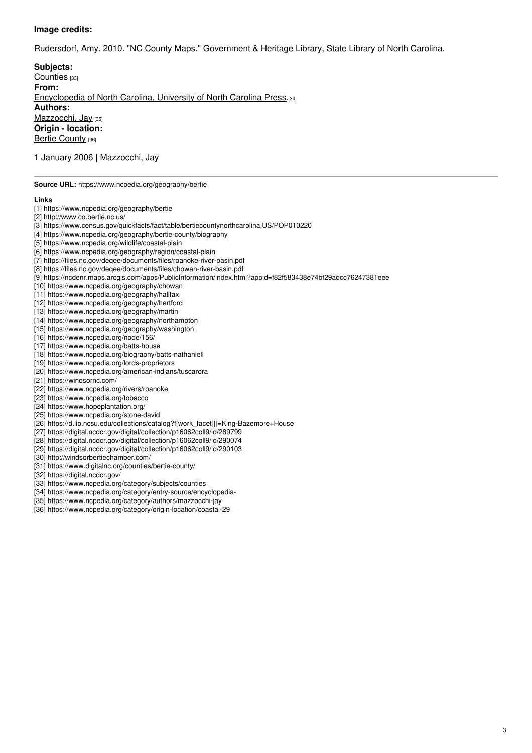**Image credits:**

Rudersdorf, Amy. 2010. "NC County Maps." Government & Heritage Library, State Library of North Carolina.

**Subjects:**
Counties [33]
**From:**
Encyclopedia of North Carolina, University of North Carolina Press.[34]
**Authors:**
Mazzocchi, Jay [35]
**Origin - location:**
Bertie County [36]

1 January 2006 | Mazzocchi, Jay

---

**Source URL:** https://www.ncpedia.org/geography/bertie

**Links**
[1] https://www.ncpedia.org/geography/bertie
[2] http://www.co.bertie.nc.us/
[3] https://www.census.gov/quickfacts/fact/table/bertiecountynorthcarolina,US/POP010220
[4] https://www.ncpedia.org/geography/bertie-county/biography
[5] https://www.ncpedia.org/wildlife/coastal-plain
[6] https://www.ncpedia.org/geography/region/coastal-plain
[7] https://files.nc.gov/deqee/documents/files/roanoke-river-basin.pdf
[8] https://files.nc.gov/deqee/documents/files/chowan-river-basin.pdf
[9] https://ncdenr.maps.arcgis.com/apps/PublicInformation/index.html?appid=f82f583438e74bf29adcc76247381eee
[10] https://www.ncpedia.org/geography/chowan
[11] https://www.ncpedia.org/geography/halifax
[12] https://www.ncpedia.org/geography/hertford
[13] https://www.ncpedia.org/geography/martin
[14] https://www.ncpedia.org/geography/northampton
[15] https://www.ncpedia.org/geography/washington
[16] https://www.ncpedia.org/node/156/
[17] https://www.ncpedia.org/batts-house
[18] https://www.ncpedia.org/biography/batts-nathaniell
[19] https://www.ncpedia.org/lords-proprietors
[20] https://www.ncpedia.org/american-indians/tuscarora
[21] https://windsornc.com/
[22] https://www.ncpedia.org/rivers/roanoke
[23] https://www.ncpedia.org/tobacco
[24] https://www.hopeplantation.org/
[25] https://www.ncpedia.org/stone-david
[26] https://d.lib.ncsu.edu/collections/catalog?f[work_facet][]=King-Bazemore+House
[27] https://digital.ncdcr.gov/digital/collection/p16062coll9/id/289799
[28] https://digital.ncdcr.gov/digital/collection/p16062coll9/id/290074
[29] https://digital.ncdcr.gov/digital/collection/p16062coll9/id/290103
[30] http://windsorbertiechamber.com/
[31] https://www.digitalnc.org/counties/bertie-county/
[32] https://digital.ncdcr.gov/
[33] https://www.ncpedia.org/category/subjects/counties
[34] https://www.ncpedia.org/category/entry-source/encyclopedia-
[35] https://www.ncpedia.org/category/authors/mazzocchi-jay
[36] https://www.ncpedia.org/category/origin-location/coastal-29